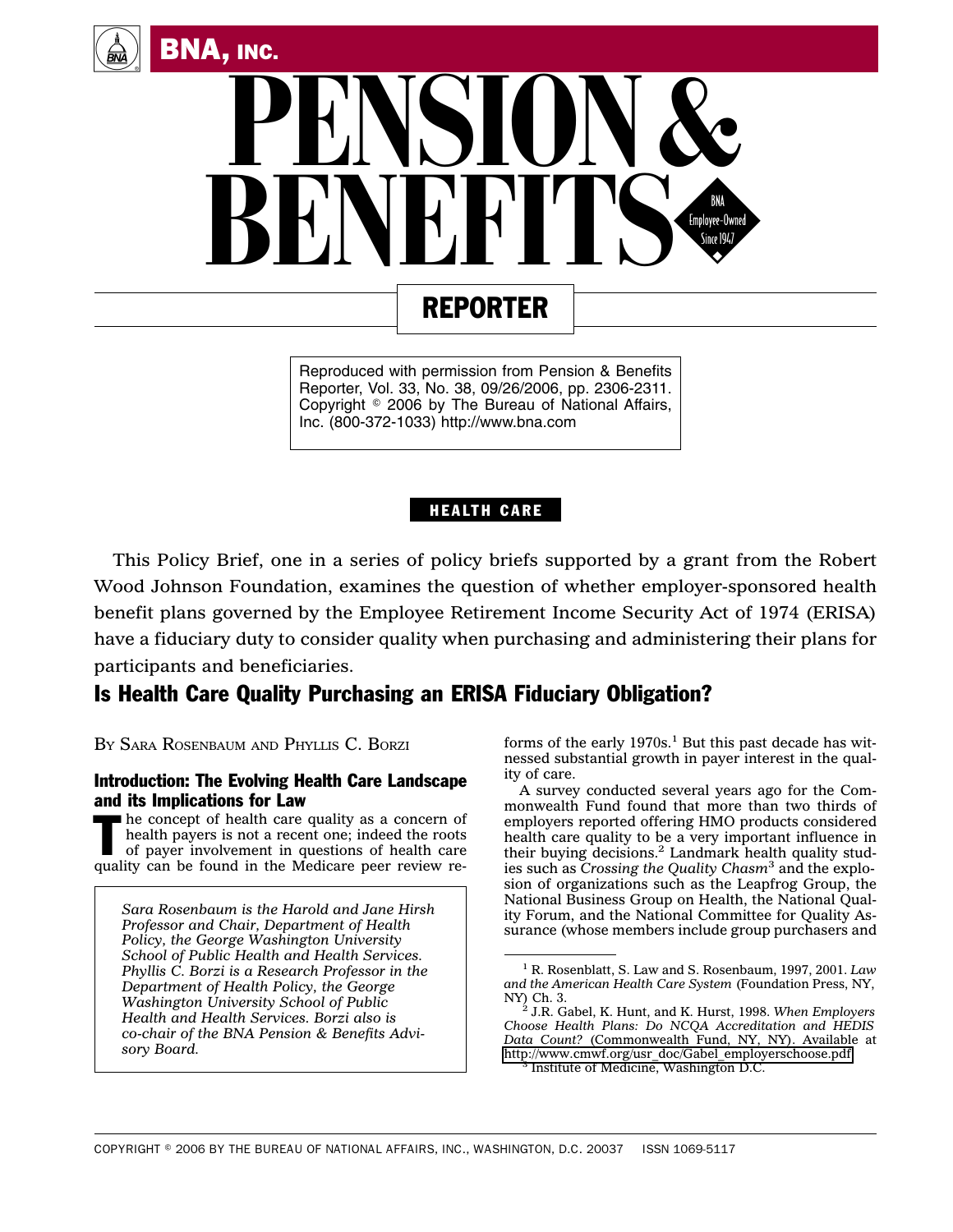# PENSION & BENEFITS REPORTER

Reproduced with permission from Pension & Benefits Reporter, Vol. 33, No. 38, 09/26/2006, pp. 2306-2311. Copyright © 2006 by The Bureau of National Affairs, Inc. (800-372-1033) http://www.bna.com

**HEALTH CARE**

This Policy Brief, one in a series of policy briefs supported by a grant from the Robert Wood Johnson Foundation, examines the question of whether employer-sponsored health benefit plans governed by the Employee Retirement Income Security Act of 1974 (ERISA) have a fiduciary duty to consider quality when purchasing and administering their plans for participants and beneficiaries.

## Is Health Care Quality Purchasing an ERISA Fiduciary Obligation?

BY SARA ROSENBAUM AND PHYLLIS C. BORZI

### Introduction: The Evolving Health Care Landscape and its Implications for Law

The concept of health care quality as a concern of health payers is not a recent one; indeed the roots of payer involvement in questions of health care quality can be found in the Medicare peer review reforms of the early 1970s.[1] But this past decade has witnessed substantial growth in payer interest in the quality of care.

*Sara Rosenbaum is the Harold and Jane Hirsh Professor and Chair, Department of Health Policy, the George Washington University School of Public Health and Health Services. Phyllis C. Borzi is a Research Professor in the Department of Health Policy, the George Washington University School of Public Health and Health Services. Borzi also is co-chair of the BNA Pension & Benefits Advisory Board.*

A survey conducted several years ago for the Commonwealth Fund found that more than two thirds of employers reported offering HMO products considered health care quality to be a very important influence in their buying decisions.[2] Landmark health quality studies such as *Crossing the Quality Chasm*[3] and the explosion of organizations such as the Leapfrog Group, the National Business Group on Health, the National Quality Forum, and the National Committee for Quality Assurance (whose members include group purchasers and

---

[1] R. Rosenblatt, S. Law and S. Rosenbaum, 1997, 2001. *Law and the American Health Care System* (Foundation Press, NY, NY) Ch. 3.

[2] J.R. Gabel, K. Hunt, and K. Hurst, 1998. *When Employers Choose Health Plans: Do NCQA Accreditation and HEDIS Data Count?* (Commonwealth Fund, NY, NY). Available at http://www.cmwf.org/usr_doc/Gabel_employerschoose.pdf

[3] Institute of Medicine, Washington D.C.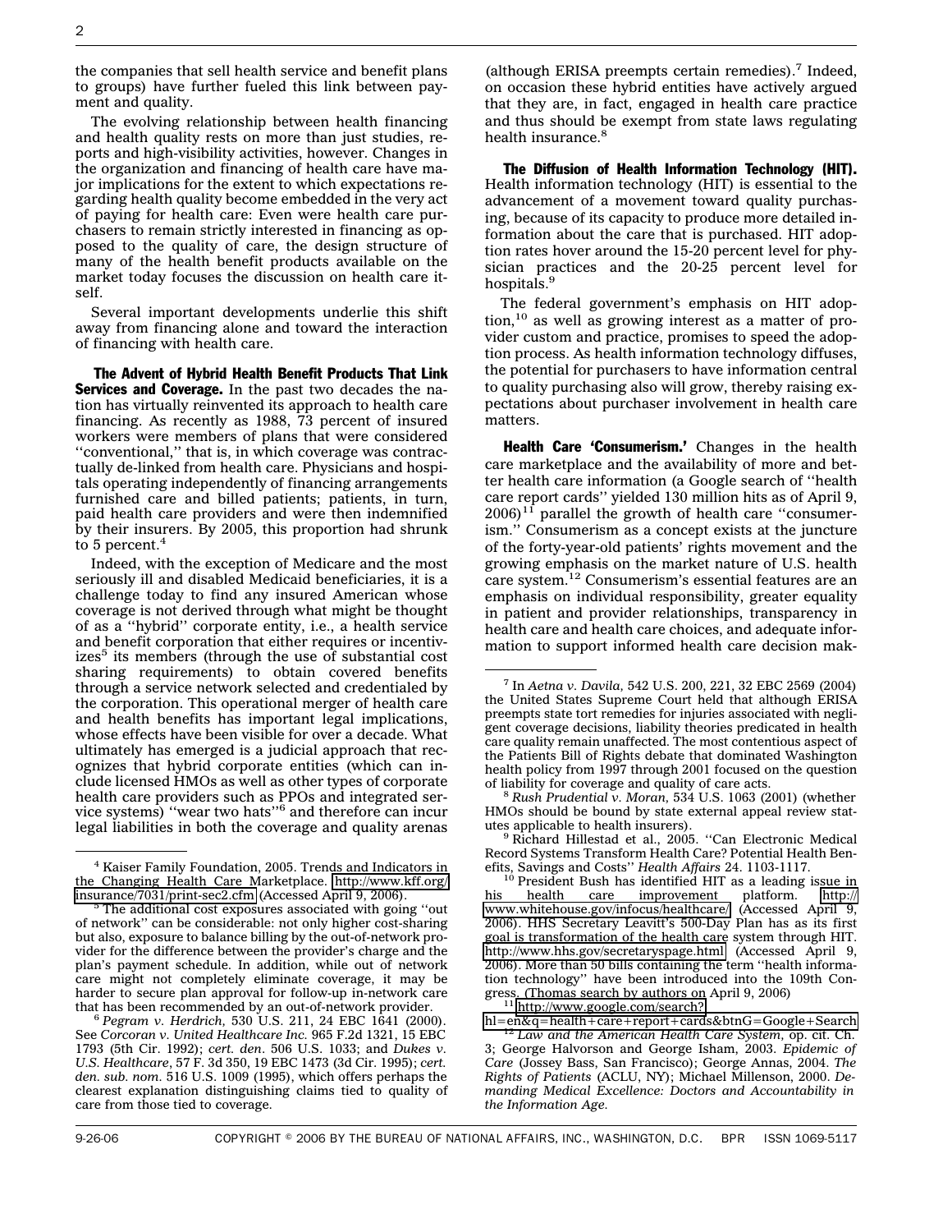the companies that sell health service and benefit plans to groups) have further fueled this link between payment and quality.

The evolving relationship between health financing and health quality rests on more than just studies, reports and high-visibility activities, however. Changes in the organization and financing of health care have major implications for the extent to which expectations regarding health quality become embedded in the very act of paying for health care: Even were health care purchasers to remain strictly interested in financing as opposed to the quality of care, the design structure of many of the health benefit products available on the market today focuses the discussion on health care itself.

Several important developments underlie this shift away from financing alone and toward the interaction of financing with health care.

**The Advent of Hybrid Health Benefit Products That Link Services and Coverage.** In the past two decades the nation has virtually reinvented its approach to health care financing. As recently as 1988, 73 percent of insured workers were members of plans that were considered ''conventional,'' that is, in which coverage was contractually de-linked from health care. Physicians and hospitals operating independently of financing arrangements furnished care and billed patients; patients, in turn, paid health care providers and were then indemnified by their insurers. By 2005, this proportion had shrunk to 5 percent.[4]

Indeed, with the exception of Medicare and the most seriously ill and disabled Medicaid beneficiaries, it is a challenge today to find any insured American whose coverage is not derived through what might be thought of as a ''hybrid'' corporate entity, i.e., a health service and benefit corporation that either requires or incentivizes[5] its members (through the use of substantial cost sharing requirements) to obtain covered benefits through a service network selected and credentialed by the corporation. This operational merger of health care and health benefits has important legal implications, whose effects have been visible for over a decade. What ultimately has emerged is a judicial approach that recognizes that hybrid corporate entities (which can include licensed HMOs as well as other types of corporate health care providers such as PPOs and integrated service systems) ''wear two hats''[6] and therefore can incur legal liabilities in both the coverage and quality arenas (although ERISA preempts certain remedies).[7] Indeed, on occasion these hybrid entities have actively argued that they are, in fact, engaged in health care practice and thus should be exempt from state laws regulating health insurance.[8]

**The Diffusion of Health Information Technology (HIT).** Health information technology (HIT) is essential to the advancement of a movement toward quality purchasing, because of its capacity to produce more detailed information about the care that is purchased. HIT adoption rates hover around the 15-20 percent level for physician practices and the 20-25 percent level for hospitals.[9]

The federal government's emphasis on HIT adoption,[10] as well as growing interest as a matter of provider custom and practice, promises to speed the adoption process. As health information technology diffuses, the potential for purchasers to have information central to quality purchasing also will grow, thereby raising expectations about purchaser involvement in health care matters.

**Health Care 'Consumerism.'** Changes in the health care marketplace and the availability of more and better health care information (a Google search of ''health care report cards'' yielded 130 million hits as of April 9, 2006)[11] parallel the growth of health care ''consumerism.'' Consumerism as a concept exists at the juncture of the forty-year-old patients' rights movement and the growing emphasis on the market nature of U.S. health care system.[12] Consumerism's essential features are an emphasis on individual responsibility, greater equality in patient and provider relationships, transparency in health care and health care choices, and adequate information to support informed health care decision mak-

---

[4] Kaiser Family Foundation, 2005. Trends and Indicators in the Changing Health Care Marketplace. http://www.kff.org/insurance/7031/print-sec2.cfm (Accessed April 9, 2006).

[5] The additional cost exposures associated with going ''out of network'' can be considerable: not only higher cost-sharing but also, exposure to balance billing by the out-of-network provider for the difference between the provider's charge and the plan's payment schedule. In addition, while out of network care might not completely eliminate coverage, it may be harder to secure plan approval for follow-up in-network care that has been recommended by an out-of-network provider.

[6] *Pegram v. Herdrich*, 530 U.S. 211, 24 EBC 1641 (2000). See *Corcoran v. United Healthcare Inc.* 965 F.2d 1321, 15 EBC 1793 (5th Cir. 1992); *cert. den*. 506 U.S. 1033; and *Dukes v. U.S. Healthcare*, 57 F. 3d 350, 19 EBC 1473 (3d Cir. 1995); *cert. den. sub. nom.* 516 U.S. 1009 (1995), which offers perhaps the clearest explanation distinguishing claims tied to quality of care from those tied to coverage.

[7] In *Aetna v. Davila*, 542 U.S. 200, 221, 32 EBC 2569 (2004) the United States Supreme Court held that although ERISA preempts state tort remedies for injuries associated with negligent coverage decisions, liability theories predicated in health care quality remain unaffected. The most contentious aspect of the Patients Bill of Rights debate that dominated Washington health policy from 1997 through 2001 focused on the question of liability for coverage and quality of care acts.

[8] *Rush Prudential v. Moran*, 534 U.S. 1063 (2001) (whether HMOs should be bound by state external appeal review statutes applicable to health insurers).

[9] Richard Hillestad et al., 2005. ''Can Electronic Medical Record Systems Transform Health Care? Potential Health Benefits, Savings and Costs'' *Health Affairs* 24. 1103-1117.

[10] President Bush has identified HIT as a leading issue in his health care improvement platform. http://www.whitehouse.gov/infocus/healthcare/ (Accessed April 9, 2006). HHS Secretary Leavitt's 500-Day Plan has as its first goal is transformation of the health care system through HIT. http://www.hhs.gov/secretaryspage.html (Accessed April 9, 2006). More than 50 bills containing the term ''health information technology'' have been introduced into the 109th Congress. (Thomas search by authors on April 9, 2006)

[11] http://www.google.com/search?hl=en&q=health+care+report+cards&btnG=Google+Search

[12] *Law and the American Health Care System*, op. cit. Ch. 3; George Halvorson and George Isham, 2003. *Epidemic of Care* (Jossey Bass, San Francisco); George Annas, 2004. *The Rights of Patients* (ACLU, NY); Michael Millenson, 2000. *Demanding Medical Excellence: Doctors and Accountability in the Information Age.*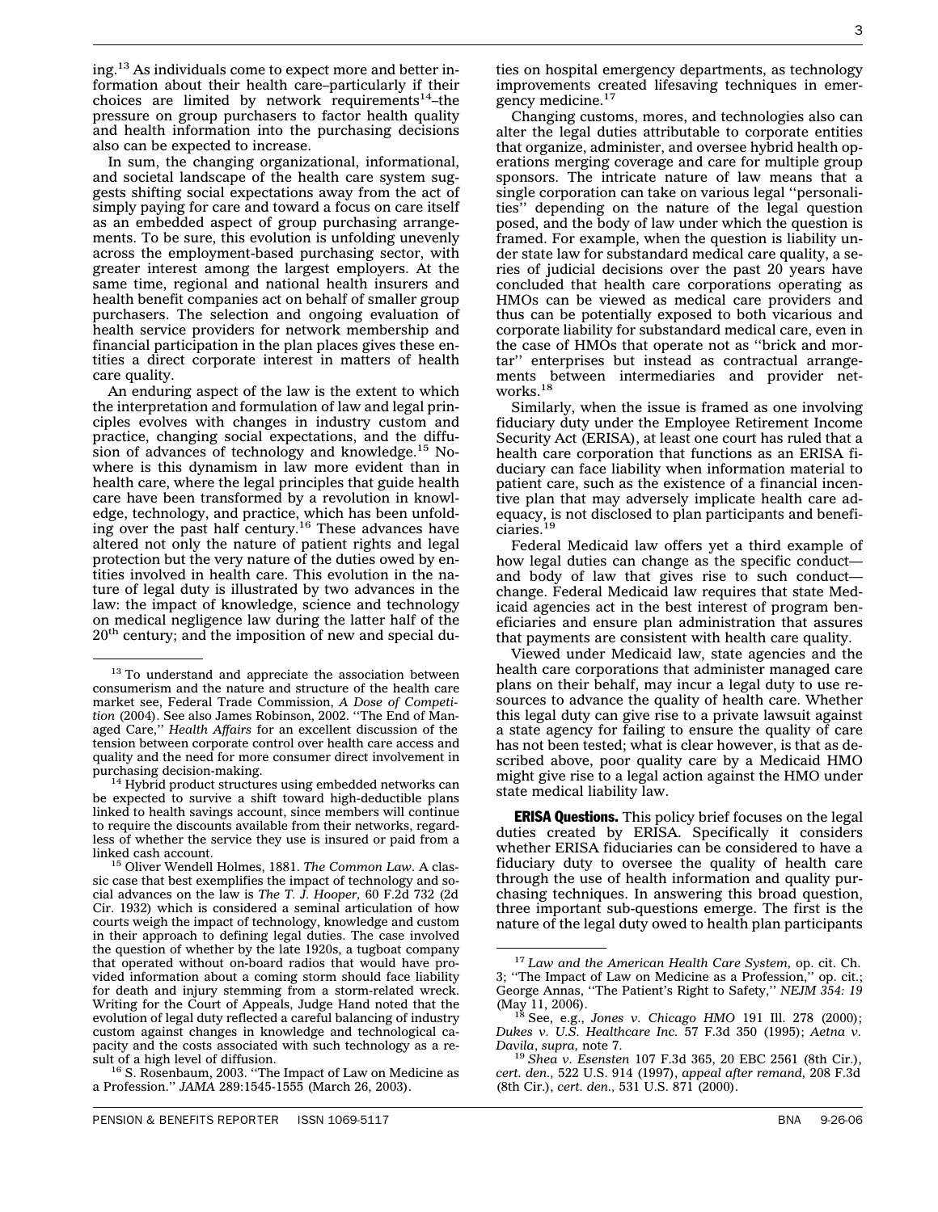ing.[13] As individuals come to expect more and better information about their health care–particularly if their choices are limited by network requirements[14]–the pressure on group purchasers to factor health quality and health information into the purchasing decisions also can be expected to increase.

In sum, the changing organizational, informational, and societal landscape of the health care system suggests shifting social expectations away from the act of simply paying for care and toward a focus on care itself as an embedded aspect of group purchasing arrangements. To be sure, this evolution is unfolding unevenly across the employment-based purchasing sector, with greater interest among the largest employers. At the same time, regional and national health insurers and health benefit companies act on behalf of smaller group purchasers. The selection and ongoing evaluation of health service providers for network membership and financial participation in the plan places gives these entities a direct corporate interest in matters of health care quality.

An enduring aspect of the law is the extent to which the interpretation and formulation of law and legal principles evolves with changes in industry custom and practice, changing social expectations, and the diffusion of advances of technology and knowledge.[15] Nowhere is this dynamism in law more evident than in health care, where the legal principles that guide health care have been transformed by a revolution in knowledge, technology, and practice, which has been unfolding over the past half century.[16] These advances have altered not only the nature of patient rights and legal protection but the very nature of the duties owed by entities involved in health care. This evolution in the nature of legal duty is illustrated by two advances in the law: the impact of knowledge, science and technology on medical negligence law during the latter half of the 20th century; and the imposition of new and special duties on hospital emergency departments, as technology improvements created lifesaving techniques in emergency medicine.[17]

Changing customs, mores, and technologies also can alter the legal duties attributable to corporate entities that organize, administer, and oversee hybrid health operations merging coverage and care for multiple group sponsors. The intricate nature of law means that a single corporation can take on various legal ''personalities'' depending on the nature of the legal question posed, and the body of law under which the question is framed. For example, when the question is liability under state law for substandard medical care quality, a series of judicial decisions over the past 20 years have concluded that health care corporations operating as HMOs can be viewed as medical care providers and thus can be potentially exposed to both vicarious and corporate liability for substandard medical care, even in the case of HMOs that operate not as ''brick and mortar'' enterprises but instead as contractual arrangements between intermediaries and provider networks.[18]

Similarly, when the issue is framed as one involving fiduciary duty under the Employee Retirement Income Security Act (ERISA), at least one court has ruled that a health care corporation that functions as an ERISA fiduciary can face liability when information material to patient care, such as the existence of a financial incentive plan that may adversely implicate health care adequacy, is not disclosed to plan participants and beneficiaries.[19]

Federal Medicaid law offers yet a third example of how legal duties can change as the specific conduct—and body of law that gives rise to such conduct—change. Federal Medicaid law requires that state Medicaid agencies act in the best interest of program beneficiaries and ensure plan administration that assures that payments are consistent with health care quality.

Viewed under Medicaid law, state agencies and the health care corporations that administer managed care plans on their behalf, may incur a legal duty to use resources to advance the quality of health care. Whether this legal duty can give rise to a private lawsuit against a state agency for failing to ensure the quality of care has not been tested; what is clear however, is that as described above, poor quality care by a Medicaid HMO might give rise to a legal action against the HMO under state medical liability law.

**ERISA Questions.** This policy brief focuses on the legal duties created by ERISA. Specifically it considers whether ERISA fiduciaries can be considered to have a fiduciary duty to oversee the quality of health care through the use of health information and quality purchasing techniques. In answering this broad question, three important sub-questions emerge. The first is the nature of the legal duty owed to health plan participants

---

[13] To understand and appreciate the association between consumerism and the nature and structure of the health care market see, Federal Trade Commission, *A Dose of Competition* (2004). See also James Robinson, 2002. ''The End of Managed Care,'' *Health Affairs* for an excellent discussion of the tension between corporate control over health care access and quality and the need for more consumer direct involvement in purchasing decision-making.

[14] Hybrid product structures using embedded networks can be expected to survive a shift toward high-deductible plans linked to health savings account, since members will continue to require the discounts available from their networks, regardless of whether the service they use is insured or paid from a linked cash account.

[15] Oliver Wendell Holmes, 1881. *The Common Law*. A classic case that best exemplifies the impact of technology and social advances on the law is *The T. J. Hooper,* 60 F.2d 732 (2d Cir. 1932) which is considered a seminal articulation of how courts weigh the impact of technology, knowledge and custom in their approach to defining legal duties. The case involved the question of whether by the late 1920s, a tugboat company that operated without on-board radios that would have provided information about a coming storm should face liability for death and injury stemming from a storm-related wreck. Writing for the Court of Appeals, Judge Hand noted that the evolution of legal duty reflected a careful balancing of industry custom against changes in knowledge and technological capacity and the costs associated with such technology as a result of a high level of diffusion.

[16] S. Rosenbaum, 2003. ''The Impact of Law on Medicine as a Profession.'' *JAMA* 289:1545-1555 (March 26, 2003).

[17] *Law and the American Health Care System,* op. cit. Ch. 3; ''The Impact of Law on Medicine as a Profession,'' op. cit.; George Annas, ''The Patient's Right to Safety,'' *NEJM 354: 19* (May 11, 2006).

[18] See, e.g., *Jones v. Chicago HMO* 191 Ill. 278 (2000); *Dukes v. U.S. Healthcare Inc.* 57 F.3d 350 (1995); *Aetna v. Davila*, *supra,* note 7.

[19] *Shea v. Esensten* 107 F.3d 365, 20 EBC 2561 (8th Cir.), *cert. den.,* 522 U.S. 914 (1997), *appeal after remand,* 208 F.3d (8th Cir.), *cert. den.,* 531 U.S. 871 (2000).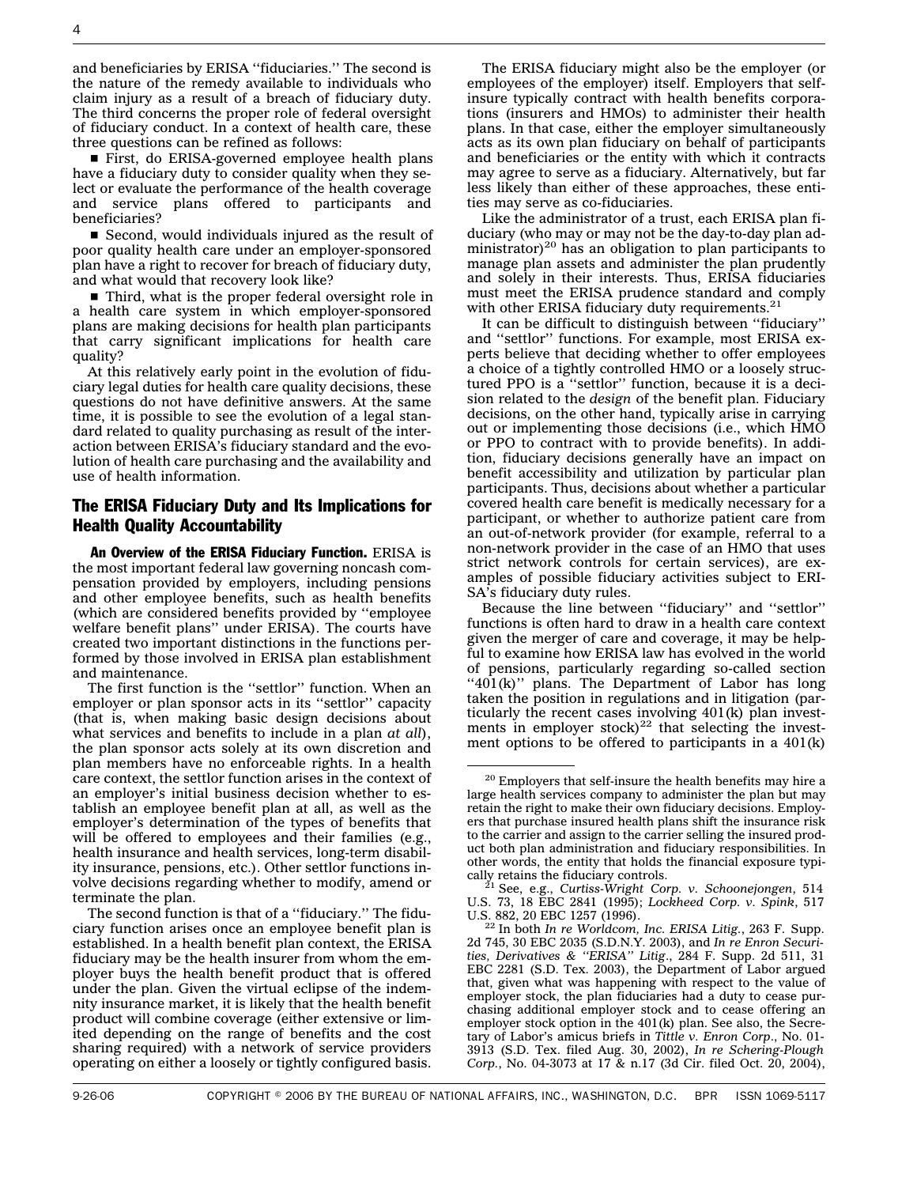and beneficiaries by ERISA ''fiduciaries.'' The second is the nature of the remedy available to individuals who claim injury as a result of a breach of fiduciary duty. The third concerns the proper role of federal oversight of fiduciary conduct. In a context of health care, these three questions can be refined as follows:

- First, do ERISA-governed employee health plans have a fiduciary duty to consider quality when they select or evaluate the performance of the health coverage and service plans offered to participants and beneficiaries?
- Second, would individuals injured as the result of poor quality health care under an employer-sponsored plan have a right to recover for breach of fiduciary duty, and what would that recovery look like?
- Third, what is the proper federal oversight role in a health care system in which employer-sponsored plans are making decisions for health plan participants that carry significant implications for health care quality?

At this relatively early point in the evolution of fiduciary legal duties for health care quality decisions, these questions do not have definitive answers. At the same time, it is possible to see the evolution of a legal standard related to quality purchasing as result of the interaction between ERISA's fiduciary standard and the evolution of health care purchasing and the availability and use of health information.

## The ERISA Fiduciary Duty and Its Implications for Health Quality Accountability

**An Overview of the ERISA Fiduciary Function.** ERISA is the most important federal law governing noncash compensation provided by employers, including pensions and other employee benefits, such as health benefits (which are considered benefits provided by ''employee welfare benefit plans'' under ERISA). The courts have created two important distinctions in the functions performed by those involved in ERISA plan establishment and maintenance.

The first function is the ''settlor'' function. When an employer or plan sponsor acts in its ''settlor'' capacity (that is, when making basic design decisions about what services and benefits to include in a plan *at all*), the plan sponsor acts solely at its own discretion and plan members have no enforceable rights. In a health care context, the settlor function arises in the context of an employer's initial business decision whether to establish an employee benefit plan at all, as well as the employer's determination of the types of benefits that will be offered to employees and their families (e.g., health insurance and health services, long-term disability insurance, pensions, etc.). Other settlor functions involve decisions regarding whether to modify, amend or terminate the plan.

The second function is that of a ''fiduciary.'' The fiduciary function arises once an employee benefit plan is established. In a health benefit plan context, the ERISA fiduciary may be the health insurer from whom the employer buys the health benefit product that is offered under the plan. Given the virtual eclipse of the indemnity insurance market, it is likely that the health benefit product will combine coverage (either extensive or limited depending on the range of benefits and the cost sharing required) with a network of service providers operating on either a loosely or tightly configured basis.

The ERISA fiduciary might also be the employer (or employees of the employer) itself. Employers that self-insure typically contract with health benefits corporations (insurers and HMOs) to administer their health plans. In that case, either the employer simultaneously acts as its own plan fiduciary on behalf of participants and beneficiaries or the entity with which it contracts may agree to serve as a fiduciary. Alternatively, but far less likely than either of these approaches, these entities may serve as co-fiduciaries.

Like the administrator of a trust, each ERISA plan fiduciary (who may or may not be the day-to-day plan administrator)[20] has an obligation to plan participants to manage plan assets and administer the plan prudently and solely in their interests. Thus, ERISA fiduciaries must meet the ERISA prudence standard and comply with other ERISA fiduciary duty requirements.[21]

It can be difficult to distinguish between ''fiduciary'' and ''settlor'' functions. For example, most ERISA experts believe that deciding whether to offer employees a choice of a tightly controlled HMO or a loosely structured PPO is a ''settlor'' function, because it is a decision related to the *design* of the benefit plan. Fiduciary decisions, on the other hand, typically arise in carrying out or implementing those decisions (i.e., which HMO or PPO to contract with to provide benefits). In addition, fiduciary decisions generally have an impact on benefit accessibility and utilization by particular plan participants. Thus, decisions about whether a particular covered health care benefit is medically necessary for a participant, or whether to authorize patient care from an out-of-network provider (for example, referral to a non-network provider in the case of an HMO that uses strict network controls for certain services), are examples of possible fiduciary activities subject to ERISA's fiduciary duty rules.

Because the line between ''fiduciary'' and ''settlor'' functions is often hard to draw in a health care context given the merger of care and coverage, it may be helpful to examine how ERISA law has evolved in the world of pensions, particularly regarding so-called section ''401(k)'' plans. The Department of Labor has long taken the position in regulations and in litigation (particularly the recent cases involving 401(k) plan investments in employer stock)[22] that selecting the investment options to be offered to participants in a 401(k)

---

[20] Employers that self-insure the health benefits may hire a large health services company to administer the plan but may retain the right to make their own fiduciary decisions. Employers that purchase insured health plans shift the insurance risk to the carrier and assign to the carrier selling the insured product both plan administration and fiduciary responsibilities. In other words, the entity that holds the financial exposure typically retains the fiduciary controls.

[21] See, e.g., *Curtiss-Wright Corp. v. Schoonejongen*, 514 U.S. 73, 18 EBC 2841 (1995); *Lockheed Corp. v. Spink*, 517 U.S. 882, 20 EBC 1257 (1996).

[22] In both *In re Worldcom, Inc. ERISA Litig.*, 263 F. Supp. 2d 745, 30 EBC 2035 (S.D.N.Y. 2003), and *In re Enron Securities, Derivatives & ''ERISA'' Litig.*, 284 F. Supp. 2d 511, 31 EBC 2281 (S.D. Tex. 2003), the Department of Labor argued that, given what was happening with respect to the value of employer stock, the plan fiduciaries had a duty to cease purchasing additional employer stock and to cease offering an employer stock option in the 401(k) plan. See also, the Secretary of Labor's amicus briefs in *Tittle v. Enron Corp.*, No. 01-3913 (S.D. Tex. filed Aug. 30, 2002), *In re Schering-Plough Corp.*, No. 04-3073 at 17 & n.17 (3d Cir. filed Oct. 20, 2004),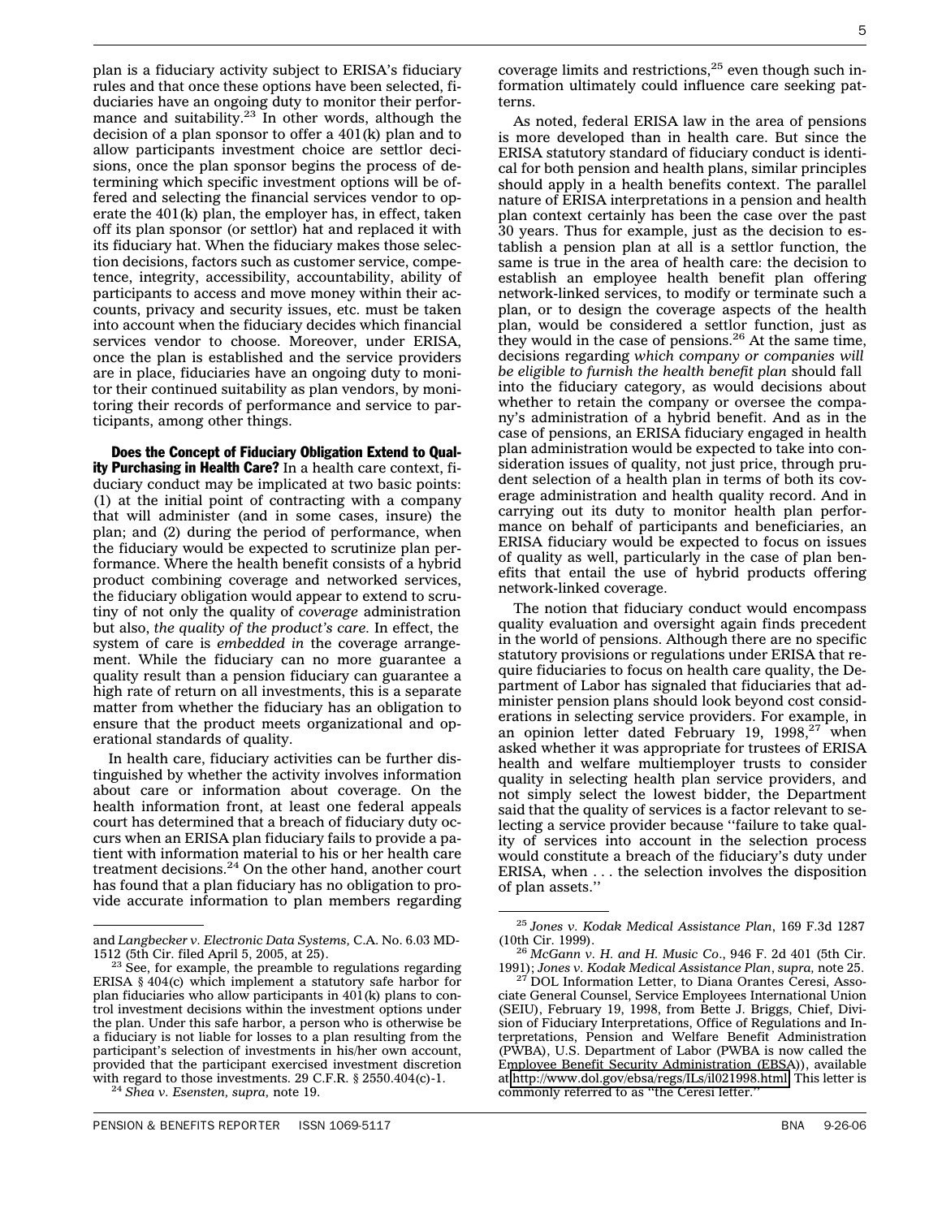plan is a fiduciary activity subject to ERISA's fiduciary rules and that once these options have been selected, fiduciaries have an ongoing duty to monitor their performance and suitability.[23] In other words, although the decision of a plan sponsor to offer a 401(k) plan and to allow participants investment choice are settlor decisions, once the plan sponsor begins the process of determining which specific investment options will be offered and selecting the financial services vendor to operate the 401(k) plan, the employer has, in effect, taken off its plan sponsor (or settlor) hat and replaced it with its fiduciary hat. When the fiduciary makes those selection decisions, factors such as customer service, competence, integrity, accessibility, accountability, ability of participants to access and move money within their accounts, privacy and security issues, etc. must be taken into account when the fiduciary decides which financial services vendor to choose. Moreover, under ERISA, once the plan is established and the service providers are in place, fiduciaries have an ongoing duty to monitor their continued suitability as plan vendors, by monitoring their records of performance and service to participants, among other things.

**Does the Concept of Fiduciary Obligation Extend to Quality Purchasing in Health Care?** In a health care context, fiduciary conduct may be implicated at two basic points: (1) at the initial point of contracting with a company that will administer (and in some cases, insure) the plan; and (2) during the period of performance, when the fiduciary would be expected to scrutinize plan performance. Where the health benefit consists of a hybrid product combining coverage and networked services, the fiduciary obligation would appear to extend to scrutiny of not only the quality of *coverage* administration but also, *the quality of the product's care.* In effect, the system of care is *embedded in* the coverage arrangement. While the fiduciary can no more guarantee a quality result than a pension fiduciary can guarantee a high rate of return on all investments, this is a separate matter from whether the fiduciary has an obligation to ensure that the product meets organizational and operational standards of quality.

In health care, fiduciary activities can be further distinguished by whether the activity involves information about care or information about coverage. On the health information front, at least one federal appeals court has determined that a breach of fiduciary duty occurs when an ERISA plan fiduciary fails to provide a patient with information material to his or her health care treatment decisions.[24] On the other hand, another court has found that a plan fiduciary has no obligation to provide accurate information to plan members regarding coverage limits and restrictions,[25] even though such information ultimately could influence care seeking patterns.

As noted, federal ERISA law in the area of pensions is more developed than in health care. But since the ERISA statutory standard of fiduciary conduct is identical for both pension and health plans, similar principles should apply in a health benefits context. The parallel nature of ERISA interpretations in a pension and health plan context certainly has been the case over the past 30 years. Thus for example, just as the decision to establish a pension plan at all is a settlor function, the same is true in the area of health care: the decision to establish an employee health benefit plan offering network-linked services, to modify or terminate such a plan, or to design the coverage aspects of the health plan, would be considered a settlor function, just as they would in the case of pensions.[26] At the same time, decisions regarding *which company or companies will be eligible to furnish the health benefit plan* should fall into the fiduciary category, as would decisions about whether to retain the company or oversee the company's administration of a hybrid benefit. And as in the case of pensions, an ERISA fiduciary engaged in health plan administration would be expected to take into consideration issues of quality, not just price, through prudent selection of a health plan in terms of both its coverage administration and health quality record. And in carrying out its duty to monitor health plan performance on behalf of participants and beneficiaries, an ERISA fiduciary would be expected to focus on issues of quality as well, particularly in the case of plan benefits that entail the use of hybrid products offering network-linked coverage.

The notion that fiduciary conduct would encompass quality evaluation and oversight again finds precedent in the world of pensions. Although there are no specific statutory provisions or regulations under ERISA that require fiduciaries to focus on health care quality, the Department of Labor has signaled that fiduciaries that administer pension plans should look beyond cost considerations in selecting service providers. For example, in an opinion letter dated February 19, 1998,[27] when asked whether it was appropriate for trustees of ERISA health and welfare multiemployer trusts to consider quality in selecting health plan service providers, and not simply select the lowest bidder, the Department said that the quality of services is a factor relevant to selecting a service provider because ''failure to take quality of services into account in the selection process would constitute a breach of the fiduciary's duty under ERISA, when . . . the selection involves the disposition of plan assets.''

---

and *Langbecker v. Electronic Data Systems,* C.A. No. 6.03 MD-1512 (5th Cir. filed April 5, 2005, at 25).

[23] See, for example, the preamble to regulations regarding ERISA § 404(c) which implement a statutory safe harbor for plan fiduciaries which allow participants in 401(k) plans to control investment decisions within the investment options under the plan. Under this safe harbor, a person who is otherwise be a fiduciary is not liable for losses to a plan resulting from the participant's selection of investments in his/her own account, provided that the participant exercised investment discretion with regard to those investments. 29 C.F.R. § 2550.404(c)-1.

[24] *Shea v. Esensten, supra,* note 19.

[25] *Jones v. Kodak Medical Assistance Plan*, 169 F.3d 1287 (10th Cir. 1999).

[26] *McGann v. H. and H. Music Co.,* 946 F. 2d 401 (5th Cir. 1991); *Jones v. Kodak Medical Assistance Plan*, *supra,* note 25.

[27] DOL Information Letter, to Diana Orantes Ceresi, Associate General Counsel, Service Employees International Union (SEIU), February 19, 1998, from Bette J. Briggs, Chief, Division of Fiduciary Interpretations, Office of Regulations and Interpretations, Pension and Welfare Benefit Administration (PWBA), U.S. Department of Labor (PWBA is now called the Employee Benefit Security Administration (EBSA)), available at http://www.dol.gov/ebsa/regs/ILs/il021998.html. This letter is commonly referred to as ''the Ceresi letter.''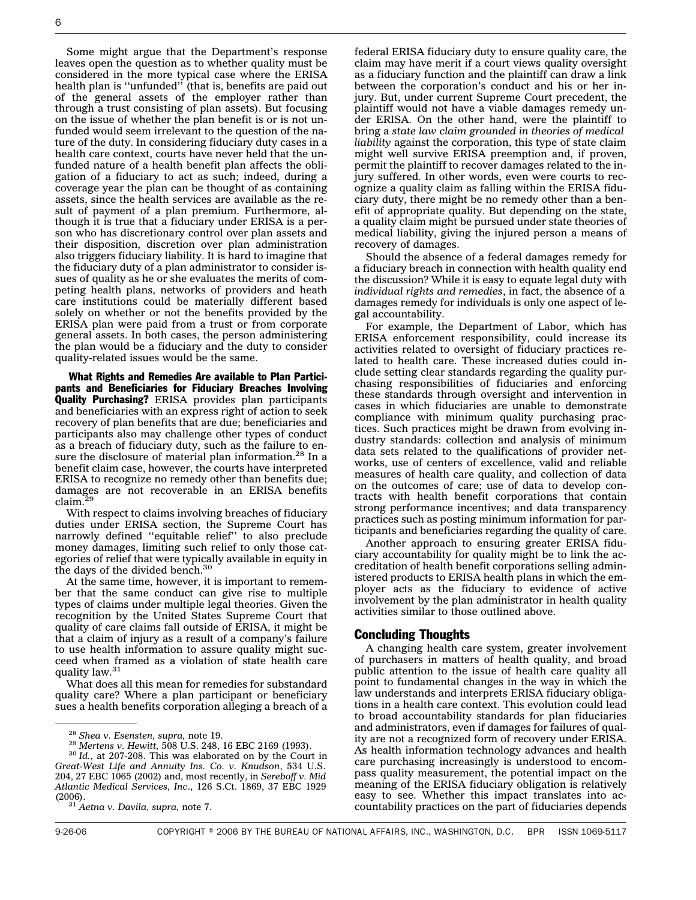Some might argue that the Department's response leaves open the question as to whether quality must be considered in the more typical case where the ERISA health plan is ''unfunded'' (that is, benefits are paid out of the general assets of the employer rather than through a trust consisting of plan assets). But focusing on the issue of whether the plan benefit is or is not unfunded would seem irrelevant to the question of the nature of the duty. In considering fiduciary duty cases in a health care context, courts have never held that the unfunded nature of a health benefit plan affects the obligation of a fiduciary to act as such; indeed, during a coverage year the plan can be thought of as containing assets, since the health services are available as the result of payment of a plan premium. Furthermore, although it is true that a fiduciary under ERISA is a person who has discretionary control over plan assets and their disposition, discretion over plan administration also triggers fiduciary liability. It is hard to imagine that the fiduciary duty of a plan administrator to consider issues of quality as he or she evaluates the merits of competing health plans, networks of providers and heath care institutions could be materially different based solely on whether or not the benefits provided by the ERISA plan were paid from a trust or from corporate general assets. In both cases, the person administering the plan would be a fiduciary and the duty to consider quality-related issues would be the same.

**What Rights and Remedies Are available to Plan Participants and Beneficiaries for Fiduciary Breaches Involving Quality Purchasing?** ERISA provides plan participants and beneficiaries with an express right of action to seek recovery of plan benefits that are due; beneficiaries and participants also may challenge other types of conduct as a breach of fiduciary duty, such as the failure to ensure the disclosure of material plan information.[28] In a benefit claim case, however, the courts have interpreted ERISA to recognize no remedy other than benefits due; damages are not recoverable in an ERISA benefits claim.[29]

With respect to claims involving breaches of fiduciary duties under ERISA section, the Supreme Court has narrowly defined ''equitable relief'' to also preclude money damages, limiting such relief to only those categories of relief that were typically available in equity in the days of the divided bench.[30]

At the same time, however, it is important to remember that the same conduct can give rise to multiple types of claims under multiple legal theories. Given the recognition by the United States Supreme Court that quality of care claims fall outside of ERISA, it might be that a claim of injury as a result of a company's failure to use health information to assure quality might succeed when framed as a violation of state health care quality law.[31]

What does all this mean for remedies for substandard quality care? Where a plan participant or beneficiary sues a health benefits corporation alleging a breach of a federal ERISA fiduciary duty to ensure quality care, the claim may have merit if a court views quality oversight as a fiduciary function and the plaintiff can draw a link between the corporation's conduct and his or her injury. But, under current Supreme Court precedent, the plaintiff would not have a viable damages remedy under ERISA. On the other hand, were the plaintiff to bring a *state law claim grounded in theories of medical liability* against the corporation, this type of state claim might well survive ERISA preemption and, if proven, permit the plaintiff to recover damages related to the injury suffered. In other words, even were courts to recognize a quality claim as falling within the ERISA fiduciary duty, there might be no remedy other than a benefit of appropriate quality. But depending on the state, a quality claim might be pursued under state theories of medical liability, giving the injured person a means of recovery of damages.

Should the absence of a federal damages remedy for a fiduciary breach in connection with health quality end the discussion? While it is easy to equate legal duty with *individual rights and remedies*, in fact, the absence of a damages remedy for individuals is only one aspect of legal accountability.

For example, the Department of Labor, which has ERISA enforcement responsibility, could increase its activities related to oversight of fiduciary practices related to health care. These increased duties could include setting clear standards regarding the quality purchasing responsibilities of fiduciaries and enforcing these standards through oversight and intervention in cases in which fiduciaries are unable to demonstrate compliance with minimum quality purchasing practices. Such practices might be drawn from evolving industry standards: collection and analysis of minimum data sets related to the qualifications of provider networks, use of centers of excellence, valid and reliable measures of health care quality, and collection of data on the outcomes of care; use of data to develop contracts with health benefit corporations that contain strong performance incentives; and data transparency practices such as posting minimum information for participants and beneficiaries regarding the quality of care.

Another approach to ensuring greater ERISA fiduciary accountability for quality might be to link the accreditation of health benefit corporations selling administered products to ERISA health plans in which the employer acts as the fiduciary to evidence of active involvement by the plan administrator in health quality activities similar to those outlined above.

## Concluding Thoughts

A changing health care system, greater involvement of purchasers in matters of health quality, and broad public attention to the issue of health care quality all point to fundamental changes in the way in which the law understands and interprets ERISA fiduciary obligations in a health care context. This evolution could lead to broad accountability standards for plan fiduciaries and administrators, even if damages for failures of quality are not a recognized form of recovery under ERISA. As health information technology advances and health care purchasing increasingly is understood to encompass quality measurement, the potential impact on the meaning of the ERISA fiduciary obligation is relatively easy to see. Whether this impact translates into accountability practices on the part of fiduciaries depends

---

[28] *Shea v. Esensten*, *supra*, note 19.

[29] *Mertens v. Hewitt*, 508 U.S. 248, 16 EBC 2169 (1993).

[30] *Id.*, at 207-208. This was elaborated on by the Court in *Great-West Life and Annuity Ins. Co. v. Knudson*, 534 U.S. 204, 27 EBC 1065 (2002) and, most recently, in *Sereboff v. Mid Atlantic Medical Services, Inc*., 126 S.Ct. 1869, 37 EBC 1929 (2006).

[31] *Aetna v. Davila, supra,* note 7.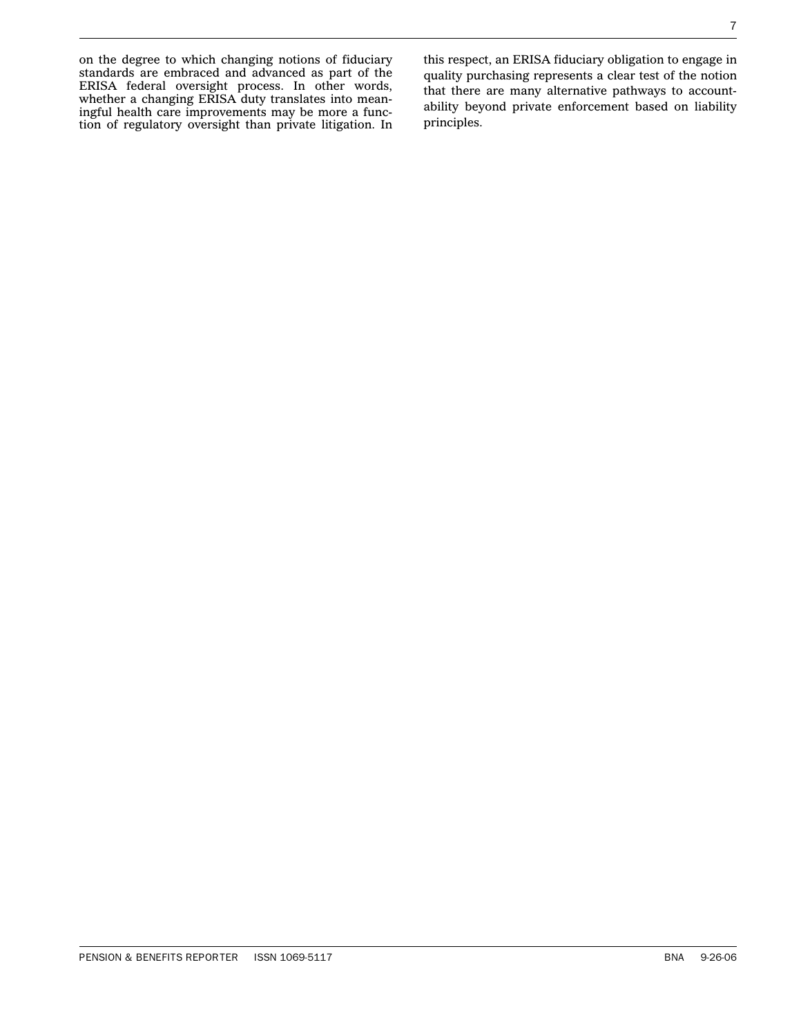on the degree to which changing notions of fiduciary standards are embraced and advanced as part of the ERISA federal oversight process. In other words, whether a changing ERISA duty translates into meaningful health care improvements may be more a function of regulatory oversight than private litigation. In this respect, an ERISA fiduciary obligation to engage in quality purchasing represents a clear test of the notion that there are many alternative pathways to accountability beyond private enforcement based on liability principles.